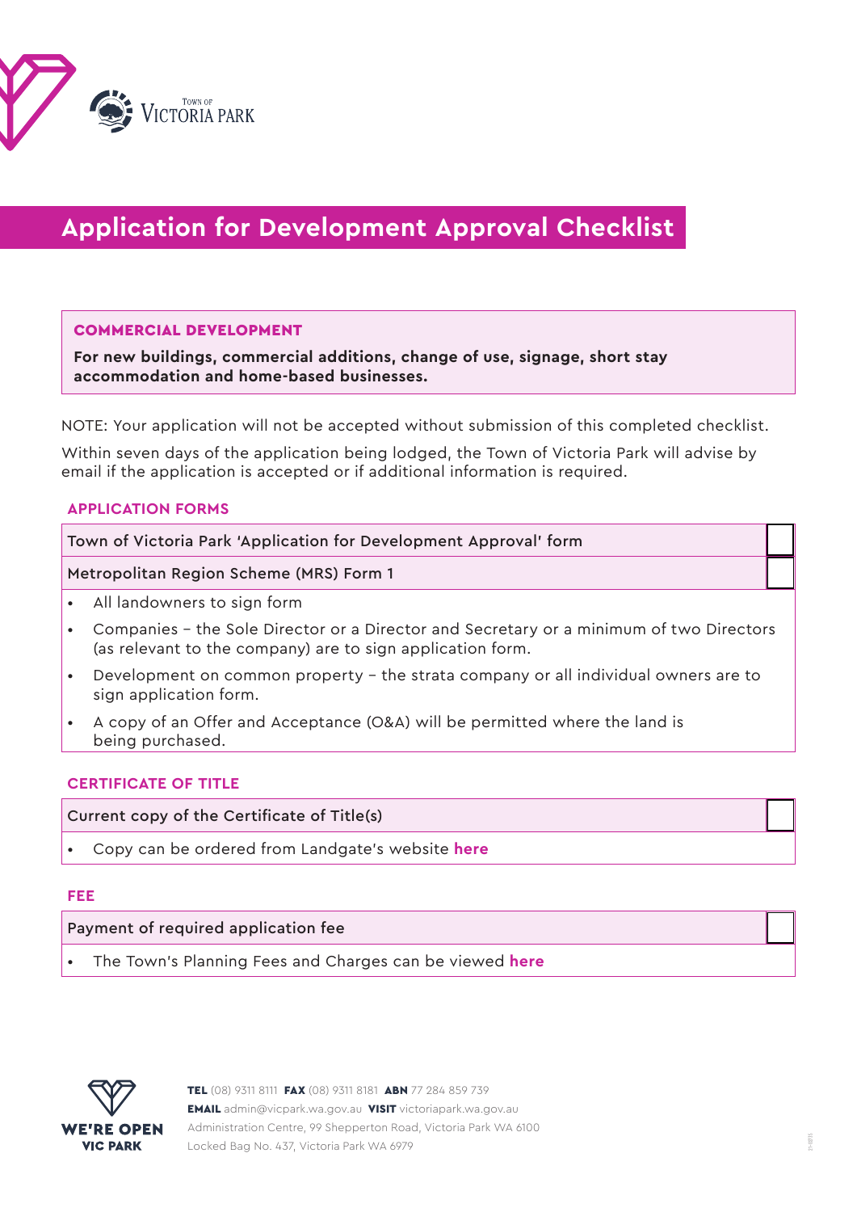# Application for Development Approval Checklist

**COMMERCIAL DEVELOPMENT**

**For new buildings, commercial additions, change of use, signage, short stay accommodation and home-based businesses.**

NOTE: Your application will not be accepted without submission of this completed checklist.

Within seven days of the application being lodged, the Town of Victoria Park will advise by email if the application is accepted or if additional information is required.

## APPLICATION FORMS

| Item | ☐ |
|---|---|
| Town of Victoria Park 'Application for Development Approval' form | ☐ |
| Metropolitan Region Scheme (MRS) Form 1 | ☐ |

- All landowners to sign form
- Companies – the Sole Director or a Director and Secretary or a minimum of two Directors (as relevant to the company) are to sign application form.
- Development on common property – the strata company or all individual owners are to sign application form.
- A copy of an Offer and Acceptance (O&A) will be permitted where the land is being purchased.

## CERTIFICATE OF TITLE

| Item | ☐ |
|---|---|
| Current copy of the Certificate of Title(s) | ☐ |

- Copy can be ordered from Landgate's website **here**

## FEE

| Item | ☐ |
|---|---|
| Payment of required application fee | ☐ |

- The Town's Planning Fees and Charges can be viewed **here**

WE'RE OPEN VIC PARK

**TEL** (08) 9311 8111 **FAX** (08) 9311 8181 **ABN** 77 284 859 739
**EMAIL** admin@vicpark.wa.gov.au **VISIT** victoriapark.wa.gov.au
Administration Centre, 99 Shepperton Road, Victoria Park WA 6100
Locked Bag No. 437, Victoria Park WA 6979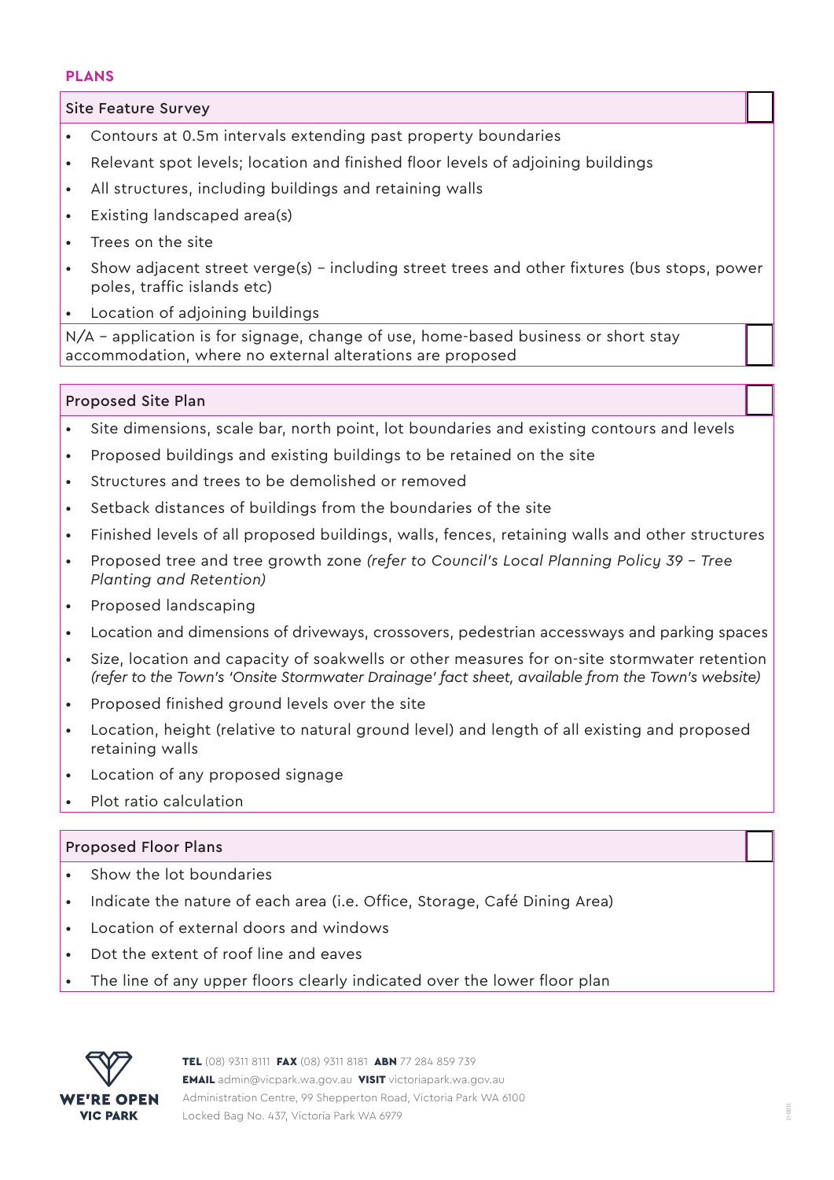## PLANS

### Site Feature Survey ☐

- Contours at 0.5m intervals extending past property boundaries
- Relevant spot levels; location and finished floor levels of adjoining buildings
- All structures, including buildings and retaining walls
- Existing landscaped area(s)
- Trees on the site
- Show adjacent street verge(s) – including street trees and other fixtures (bus stops, power poles, traffic islands etc)
- Location of adjoining buildings

N/A – application is for signage, change of use, home-based business or short stay accommodation, where no external alterations are proposed ☐

### Proposed Site Plan ☐

- Site dimensions, scale bar, north point, lot boundaries and existing contours and levels
- Proposed buildings and existing buildings to be retained on the site
- Structures and trees to be demolished or removed
- Setback distances of buildings from the boundaries of the site
- Finished levels of all proposed buildings, walls, fences, retaining walls and other structures
- Proposed tree and tree growth zone *(refer to Council's Local Planning Policy 39 – Tree Planting and Retention)*
- Proposed landscaping
- Location and dimensions of driveways, crossovers, pedestrian accessways and parking spaces
- Size, location and capacity of soakwells or other measures for on-site stormwater retention *(refer to the Town's 'Onsite Stormwater Drainage' fact sheet, available from the Town's website)*
- Proposed finished ground levels over the site
- Location, height (relative to natural ground level) and length of all existing and proposed retaining walls
- Location of any proposed signage
- Plot ratio calculation

### Proposed Floor Plans ☐

- Show the lot boundaries
- Indicate the nature of each area (i.e. Office, Storage, Café Dining Area)
- Location of external doors and windows
- Dot the extent of roof line and eaves
- The line of any upper floors clearly indicated over the lower floor plan

**TEL** (08) 9311 8111 **FAX** (08) 9311 8181 **ABN** 77 284 859 739
**EMAIL** admin@vicpark.wa.gov.au **VISIT** victoriapark.wa.gov.au
Administration Centre, 99 Shepperton Road, Victoria Park WA 6100
Locked Bag No. 437, Victoria Park WA 6979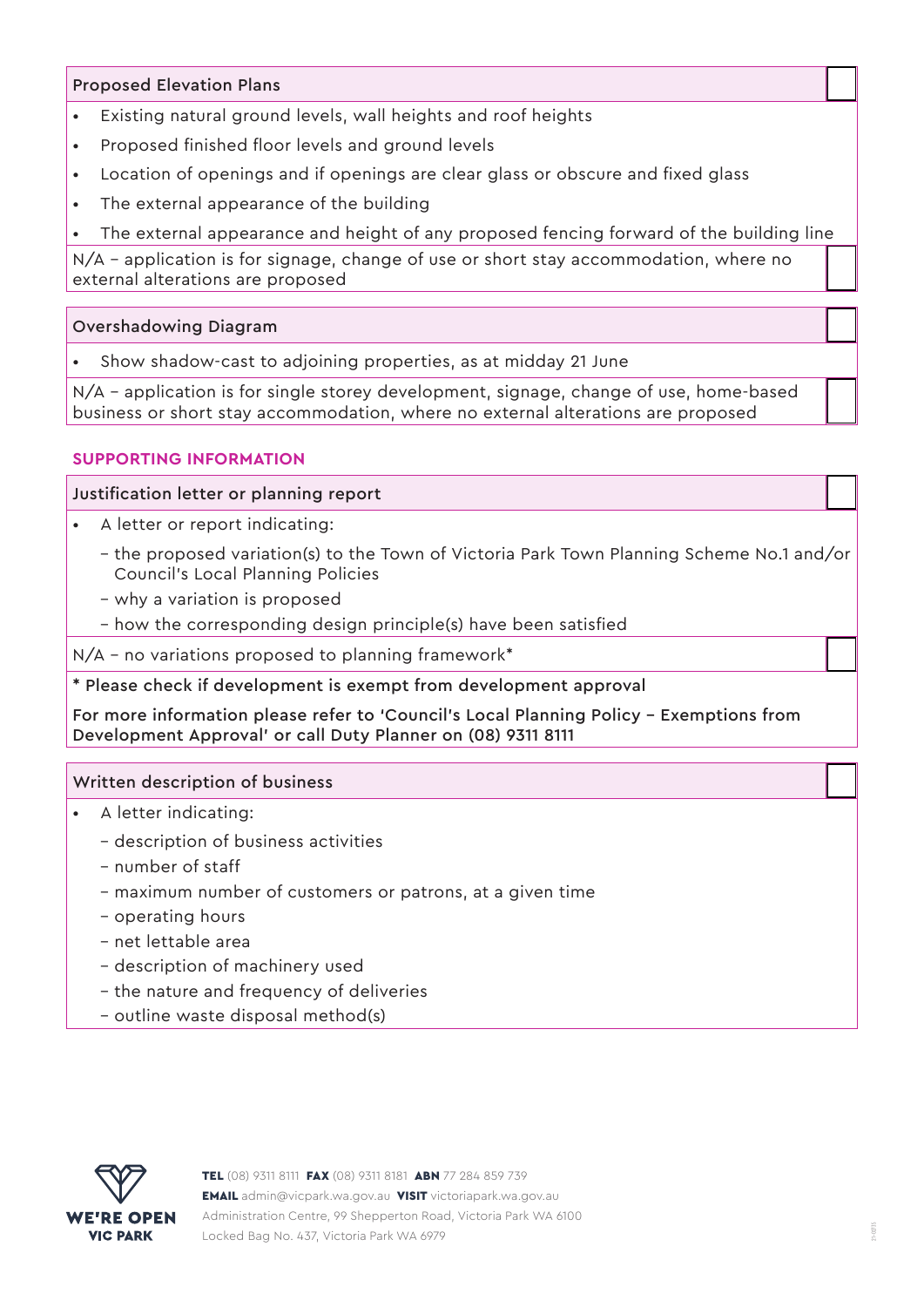### Proposed Elevation Plans ☐

- Existing natural ground levels, wall heights and roof heights
- Proposed finished floor levels and ground levels
- Location of openings and if openings are clear glass or obscure and fixed glass
- The external appearance of the building
- The external appearance and height of any proposed fencing forward of the building line

N/A – application is for signage, change of use or short stay accommodation, where no external alterations are proposed ☐

### Overshadowing Diagram ☐

- Show shadow-cast to adjoining properties, as at midday 21 June

N/A – application is for single storey development, signage, change of use, home-based business or short stay accommodation, where no external alterations are proposed ☐

## SUPPORTING INFORMATION

### Justification letter or planning report ☐

- A letter or report indicating:
  - the proposed variation(s) to the Town of Victoria Park Town Planning Scheme No.1 and/or Council's Local Planning Policies
  - why a variation is proposed
  - how the corresponding design principle(s) have been satisfied

N/A – no variations proposed to planning framework* ☐

* Please check if development is exempt from development approval

For more information please refer to 'Council's Local Planning Policy – Exemptions from Development Approval' or call Duty Planner on (08) 9311 8111

### Written description of business ☐

- A letter indicating:
  - description of business activities
  - number of staff
  - maximum number of customers or patrons, at a given time
  - operating hours
  - net lettable area
  - description of machinery used
  - the nature and frequency of deliveries
  - outline waste disposal method(s)

WE'RE OPEN VIC PARK

**TEL** (08) 9311 8111 **FAX** (08) 9311 8181 **ABN** 77 284 859 739
**EMAIL** admin@vicpark.wa.gov.au **VISIT** victoriapark.wa.gov.au
Administration Centre, 99 Shepperton Road, Victoria Park WA 6100
Locked Bag No. 437, Victoria Park WA 6979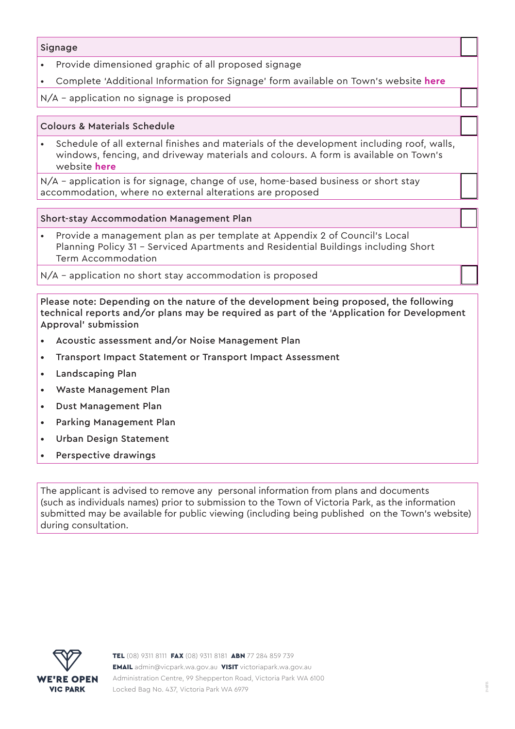### Signage

- Provide dimensioned graphic of all proposed signage
- Complete 'Additional Information for Signage' form available on Town's website **here**

N/A – application no signage is proposed

### Colours & Materials Schedule

- Schedule of all external finishes and materials of the development including roof, walls, windows, fencing, and driveway materials and colours. A form is available on Town's website **here**

N/A – application is for signage, change of use, home-based business or short stay accommodation, where no external alterations are proposed

### Short-stay Accommodation Management Plan

- Provide a management plan as per template at Appendix 2 of Council's Local Planning Policy 31 – Serviced Apartments and Residential Buildings including Short Term Accommodation

N/A – application no short stay accommodation is proposed

Please note: Depending on the nature of the development being proposed, the following technical reports and/or plans may be required as part of the 'Application for Development Approval' submission

- Acoustic assessment and/or Noise Management Plan
- Transport Impact Statement or Transport Impact Assessment
- Landscaping Plan
- Waste Management Plan
- Dust Management Plan
- Parking Management Plan
- Urban Design Statement
- Perspective drawings

The applicant is advised to remove any personal information from plans and documents (such as individuals names) prior to submission to the Town of Victoria Park, as the information submitted may be available for public viewing (including being published on the Town's website) during consultation.

WE'RE OPEN VIC PARK

**TEL** (08) 9311 8111 **FAX** (08) 9311 8181 **ABN** 77 284 859 739
**EMAIL** admin@vicpark.wa.gov.au **VISIT** victoriapark.wa.gov.au
Administration Centre, 99 Shepperton Road, Victoria Park WA 6100
Locked Bag No. 437, Victoria Park WA 6979